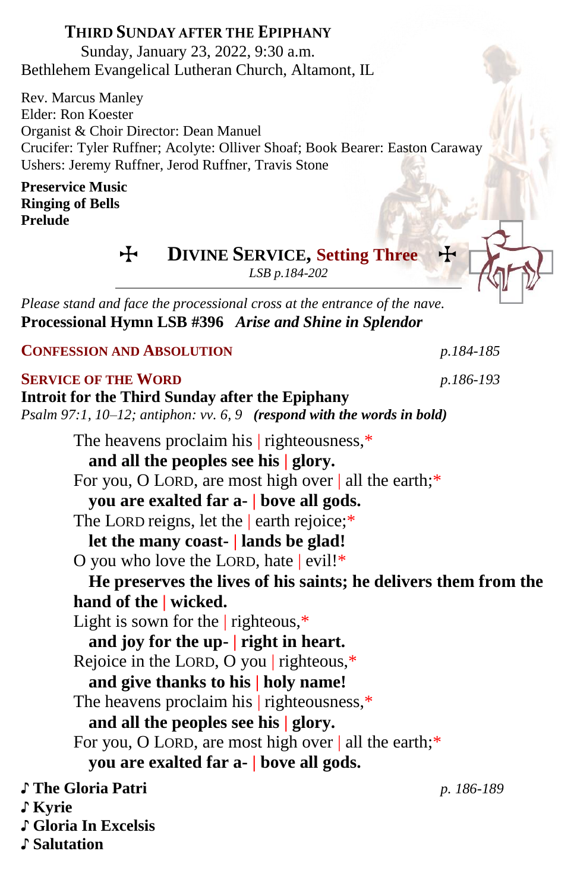# THIRD SUNDAY AFTER THE EPIPHANY

Sunday, January 23, 2022, 9:30 a.m.
Bethlehem Evangelical Lutheran Church, Altamont, IL

Rev. Marcus Manley
Elder: Ron Koester
Organist & Choir Director: Dean Manuel
Crucifer: Tyler Ruffner; Acolyte: Olliver Shoaf; Book Bearer: Easton Caraway
Ushers: Jeremy Ruffner, Jerod Ruffner, Travis Stone

**Preservice Music**
**Ringing of Bells**
**Prelude**

## ✠ DIVINE SERVICE, Setting Three ✠

*LSB p.184-202*

*Please stand and face the processional cross at the entrance of the nave.*
**Processional Hymn LSB #396** ***Arise and Shine in Splendor***

### CONFESSION AND ABSOLUTION *p.184-185*

### SERVICE OF THE WORD *p.186-193*

**Introit for the Third Sunday after the Epiphany**
*Psalm 97:1, 10–12; antiphon: vv. 6, 9* ***(respond with the words in bold)***

The heavens proclaim his | righteousness,*
**and all the peoples see his | glory.**
For you, O LORD, are most high over | all the earth;*
**you are exalted far a- | bove all gods.**
The LORD reigns, let the | earth rejoice;*
**let the many coast- | lands be glad!**
O you who love the LORD, hate | evil!*
**He preserves the lives of his saints; he delivers them from the hand of the | wicked.**
Light is sown for the | righteous,*
**and joy for the up- | right in heart.**
Rejoice in the LORD, O you | righteous,*
**and give thanks to his | holy name!**
The heavens proclaim his | righteousness,*
**and all the peoples see his | glory.**
For you, O LORD, are most high over | all the earth;*
**you are exalted far a- | bove all gods.**

**♪ The Gloria Patri** *p. 186-189*
**♪ Kyrie**
**♪ Gloria In Excelsis**
**♪ Salutation**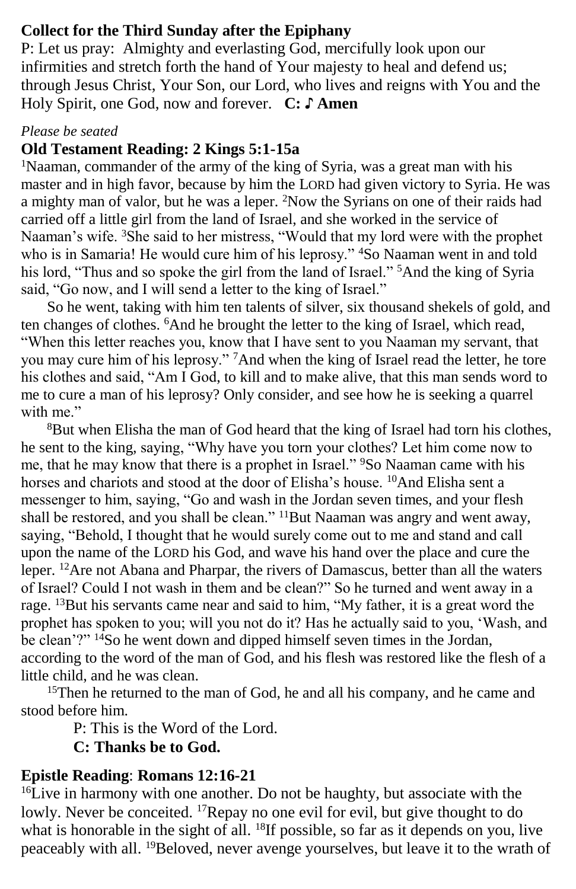**Collect for the Third Sunday after the Epiphany**

P: Let us pray: Almighty and everlasting God, mercifully look upon our infirmities and stretch forth the hand of Your majesty to heal and defend us; through Jesus Christ, Your Son, our Lord, who lives and reigns with You and the Holy Spirit, one God, now and forever. **C: ♪ Amen**

*Please be seated*

**Old Testament Reading: 2 Kings 5:1-15a**

[1]Naaman, commander of the army of the king of Syria, was a great man with his master and in high favor, because by him the LORD had given victory to Syria. He was a mighty man of valor, but he was a leper. [2]Now the Syrians on one of their raids had carried off a little girl from the land of Israel, and she worked in the service of Naaman's wife. [3]She said to her mistress, "Would that my lord were with the prophet who is in Samaria! He would cure him of his leprosy." [4]So Naaman went in and told his lord, "Thus and so spoke the girl from the land of Israel." [5]And the king of Syria said, "Go now, and I will send a letter to the king of Israel."

So he went, taking with him ten talents of silver, six thousand shekels of gold, and ten changes of clothes. [6]And he brought the letter to the king of Israel, which read, "When this letter reaches you, know that I have sent to you Naaman my servant, that you may cure him of his leprosy." [7]And when the king of Israel read the letter, he tore his clothes and said, "Am I God, to kill and to make alive, that this man sends word to me to cure a man of his leprosy? Only consider, and see how he is seeking a quarrel with me."

[8]But when Elisha the man of God heard that the king of Israel had torn his clothes, he sent to the king, saying, "Why have you torn your clothes? Let him come now to me, that he may know that there is a prophet in Israel." [9]So Naaman came with his horses and chariots and stood at the door of Elisha's house. [10]And Elisha sent a messenger to him, saying, "Go and wash in the Jordan seven times, and your flesh shall be restored, and you shall be clean." [11]But Naaman was angry and went away, saying, "Behold, I thought that he would surely come out to me and stand and call upon the name of the LORD his God, and wave his hand over the place and cure the leper. [12]Are not Abana and Pharpar, the rivers of Damascus, better than all the waters of Israel? Could I not wash in them and be clean?" So he turned and went away in a rage. [13]But his servants came near and said to him, "My father, it is a great word the prophet has spoken to you; will you not do it? Has he actually said to you, 'Wash, and be clean'?" [14]So he went down and dipped himself seven times in the Jordan, according to the word of the man of God, and his flesh was restored like the flesh of a little child, and he was clean.

[15]Then he returned to the man of God, he and all his company, and he came and stood before him.

P: This is the Word of the Lord.
**C: Thanks be to God.**

**Epistle Reading**: **Romans 12:16-21**

[16]Live in harmony with one another. Do not be haughty, but associate with the lowly. Never be conceited. [17]Repay no one evil for evil, but give thought to do what is honorable in the sight of all. [18]If possible, so far as it depends on you, live peaceably with all. [19]Beloved, never avenge yourselves, but leave it to the wrath of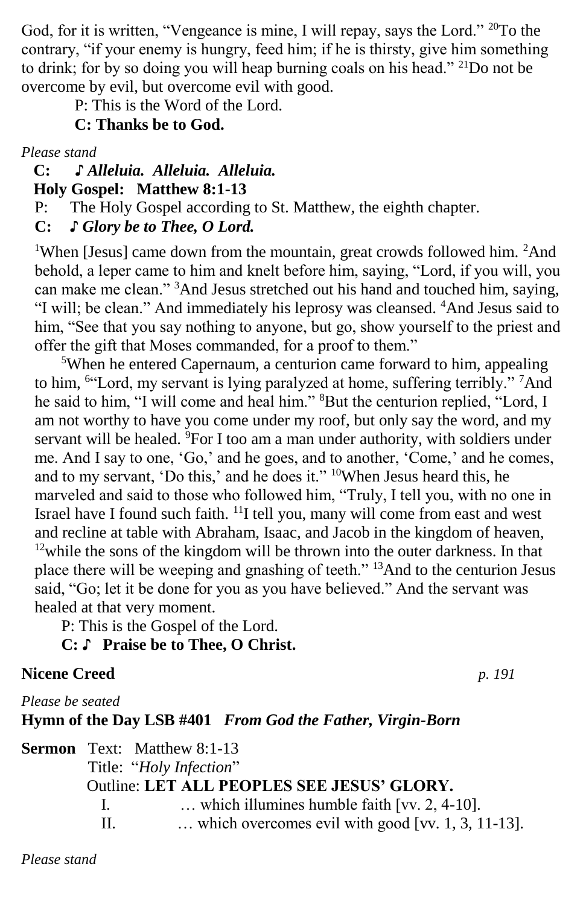God, for it is written, “Vengeance is mine, I will repay, says the Lord.” [20]To the contrary, “if your enemy is hungry, feed him; if he is thirsty, give him something to drink; for by so doing you will heap burning coals on his head.” [21]Do not be overcome by evil, but overcome evil with good.

P: This is the Word of the Lord.

**C: Thanks be to God.**

*Please stand*

**C: ♪ *Alleluia. Alleluia. Alleluia.***

**Holy Gospel: Matthew 8:1-13**

P: The Holy Gospel according to St. Matthew, the eighth chapter.

**C: ♪ *Glory be to Thee, O Lord.***

[1]When [Jesus] came down from the mountain, great crowds followed him. [2]And behold, a leper came to him and knelt before him, saying, “Lord, if you will, you can make me clean.” [3]And Jesus stretched out his hand and touched him, saying, “I will; be clean.” And immediately his leprosy was cleansed. [4]And Jesus said to him, “See that you say nothing to anyone, but go, show yourself to the priest and offer the gift that Moses commanded, for a proof to them.”

[5]When he entered Capernaum, a centurion came forward to him, appealing to him, [6]“Lord, my servant is lying paralyzed at home, suffering terribly.” [7]And he said to him, “I will come and heal him.” [8]But the centurion replied, “Lord, I am not worthy to have you come under my roof, but only say the word, and my servant will be healed. [9]For I too am a man under authority, with soldiers under me. And I say to one, ‘Go,’ and he goes, and to another, ‘Come,’ and he comes, and to my servant, ‘Do this,’ and he does it.” [10]When Jesus heard this, he marveled and said to those who followed him, “Truly, I tell you, with no one in Israel have I found such faith. [11]I tell you, many will come from east and west and recline at table with Abraham, Isaac, and Jacob in the kingdom of heaven, [12]while the sons of the kingdom will be thrown into the outer darkness. In that place there will be weeping and gnashing of teeth.” [13]And to the centurion Jesus said, “Go; let it be done for you as you have believed.” And the servant was healed at that very moment.

P: This is the Gospel of the Lord.

**C: ♪ Praise be to Thee, O Christ.**

**Nicene Creed** *p. 191*

*Please be seated*

**Hymn of the Day LSB #401** ***From God the Father, Virgin-Born***

**Sermon** Text: Matthew 8:1-13

Title: “*Holy Infection*”

Outline: **LET ALL PEOPLES SEE JESUS’ GLORY.**

I. … which illumines humble faith [vv. 2, 4-10].

II. … which overcomes evil with good [vv. 1, 3, 11-13].

*Please stand*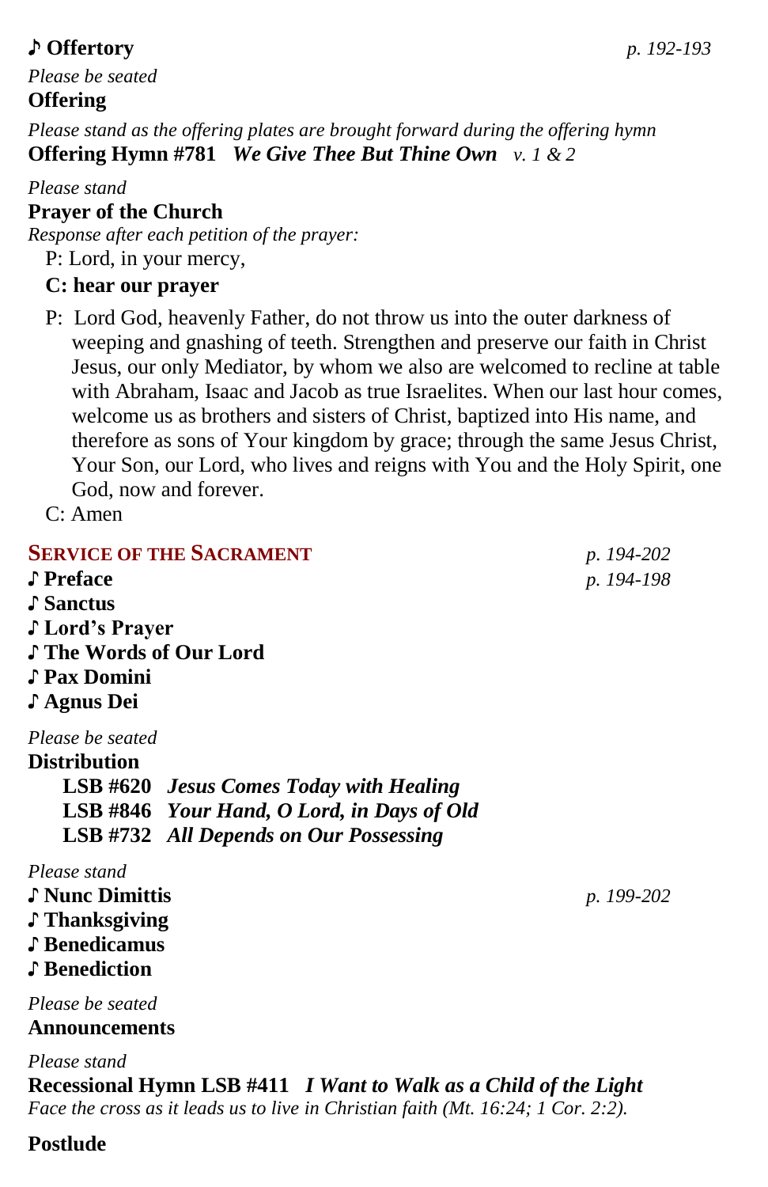**♪ Offertory** *p. 192-193*

*Please be seated*

**Offering**

*Please stand as the offering plates are brought forward during the offering hymn*

**Offering Hymn #781** ***We Give Thee But Thine Own*** *v. 1 & 2*

*Please stand*

**Prayer of the Church**

*Response after each petition of the prayer:*

P: Lord, in your mercy,

**C: hear our prayer**

P: Lord God, heavenly Father, do not throw us into the outer darkness of weeping and gnashing of teeth. Strengthen and preserve our faith in Christ Jesus, our only Mediator, by whom we also are welcomed to recline at table with Abraham, Isaac and Jacob as true Israelites. When our last hour comes, welcome us as brothers and sisters of Christ, baptized into His name, and therefore as sons of Your kingdom by grace; through the same Jesus Christ, Your Son, our Lord, who lives and reigns with You and the Holy Spirit, one God, now and forever.

C: Amen

## SERVICE OF THE SACRAMENT *p. 194-202*

**♪ Preface** *p. 194-198*

**♪ Sanctus**

**♪ Lord's Prayer**

**♪ The Words of Our Lord**

**♪ Pax Domini**

**♪ Agnus Dei**

*Please be seated*

**Distribution**

**LSB #620** ***Jesus Comes Today with Healing***

**LSB #846** ***Your Hand, O Lord, in Days of Old***

**LSB #732** ***All Depends on Our Possessing***

*Please stand*

**♪ Nunc Dimittis** *p. 199-202*

**♪ Thanksgiving**

**♪ Benedicamus**

**♪ Benediction**

*Please be seated*

**Announcements**

*Please stand*

**Recessional Hymn LSB #411** ***I Want to Walk as a Child of the Light***

*Face the cross as it leads us to live in Christian faith (Mt. 16:24; 1 Cor. 2:2).*

**Postlude**